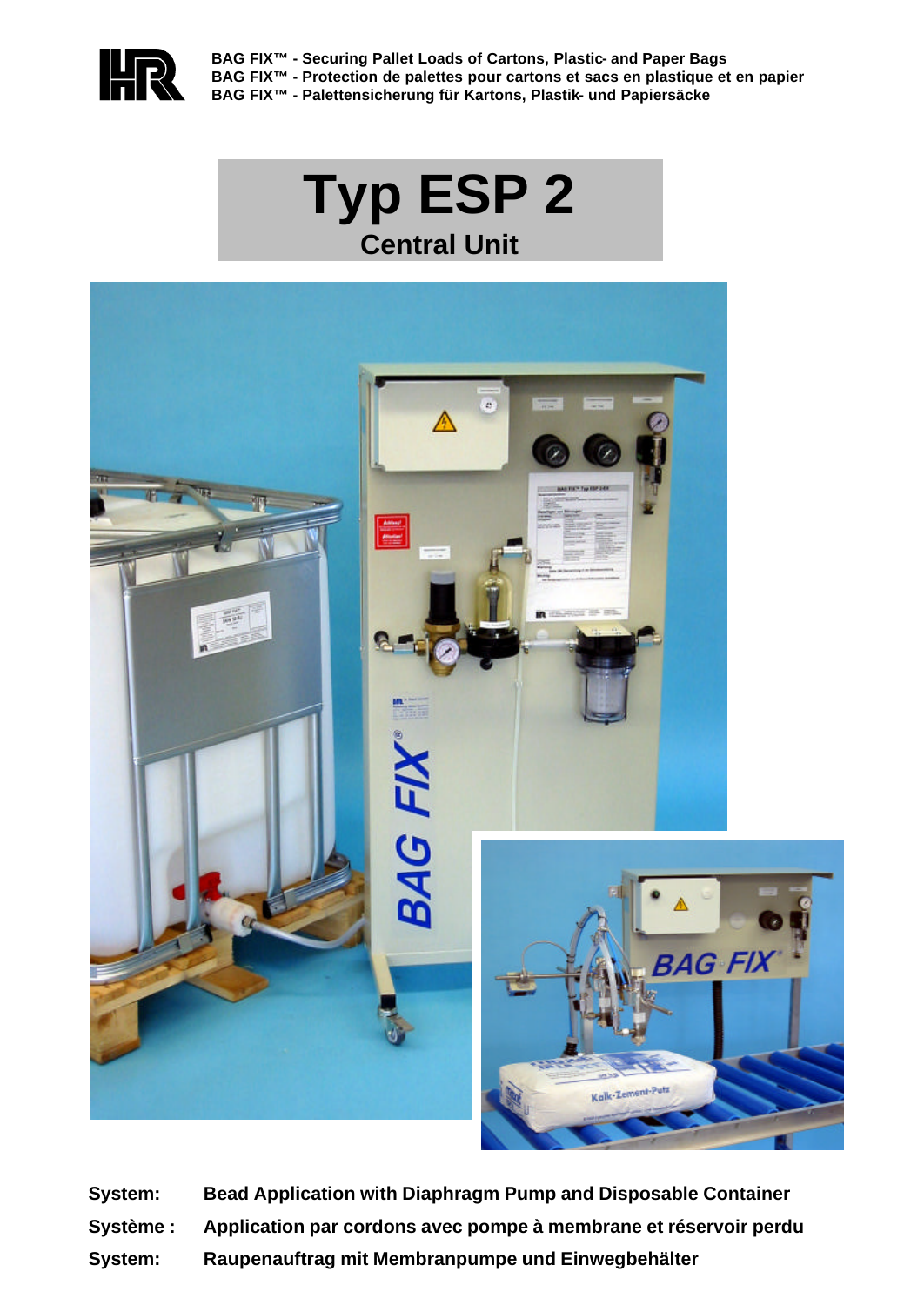BAG FIX™ - Securing Pallet Loads of Cartons, Plastic- and Paper Bags
BAG FIX™ - Protection de palettes pour cartons et sacs en plastique et en papier
BAG FIX™ - Palettensicherung für Kartons, Plastik- und Papiersäcke

# Typ ESP 2

## Central Unit

**System:** **Bead Application with Diaphragm Pump and Disposable Container**

**Système :** **Application par cordons avec pompe à membrane et réservoir perdu**

**System:** **Raupenauftrag mit Membranpumpe und Einwegbehälter**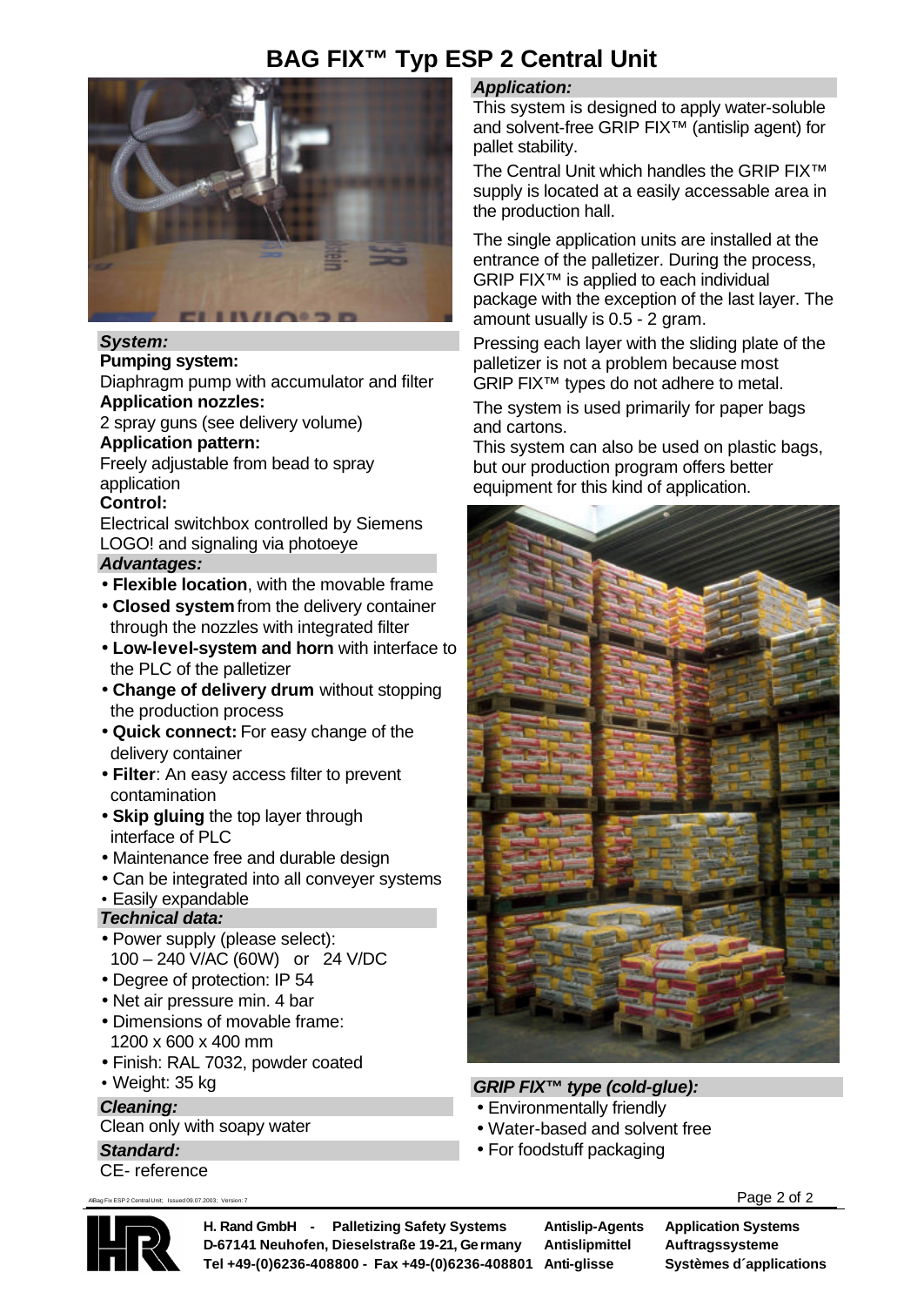# BAG FIX™ Typ ESP 2 Central Unit

### *System:*

**Pumping system:**

Diaphragm pump with accumulator and filter

**Application nozzles:**

2 spray guns (see delivery volume)

**Application pattern:**

Freely adjustable from bead to spray application

**Control:**

Electrical switchbox controlled by Siemens LOGO! and signaling via photoeye

### *Advantages:*

- **Flexible location**, with the movable frame
- **Closed system** from the delivery container through the nozzles with integrated filter
- **Low-level-system and horn** with interface to the PLC of the palletizer
- **Change of delivery drum** without stopping the production process
- **Quick connect:** For easy change of the delivery container
- **Filter**: An easy access filter to prevent contamination
- **Skip gluing** the top layer through interface of PLC
- Maintenance free and durable design
- Can be integrated into all conveyer systems
- Easily expandable

### *Technical data:*

- Power supply (please select): 100 – 240 V/AC (60W) or 24 V/DC
- Degree of protection: IP 54
- Net air pressure min. 4 bar
- Dimensions of movable frame: 1200 x 600 x 400 mm
- Finish: RAL 7032, powder coated
- Weight: 35 kg

### *Cleaning:*

Clean only with soapy water

### *Standard:*

CE- reference

### *Application:*

This system is designed to apply water-soluble and solvent-free GRIP FIX™ (antislip agent) for pallet stability.

The Central Unit which handles the GRIP FIX™ supply is located at a easily accessable area in the production hall.

The single application units are installed at the entrance of the palletizer. During the process, GRIP FIX™ is applied to each individual package with the exception of the last layer. The amount usually is 0.5 - 2 gram.

Pressing each layer with the sliding plate of the palletizer is not a problem because most GRIP FIX™ types do not adhere to metal.

The system is used primarily for paper bags and cartons.

This system can also be used on plastic bags, but our production program offers better equipment for this kind of application.

### *GRIP FIX™ type (cold-glue):*

- Environmentally friendly
- Water-based and solvent free
- For foodstuff packaging

AlBag Fix ESP 2 Central Unit; Issued 09.07.2003; Version: 7

**H. Rand GmbH - Palletizing Safety Systems**
**D-67141 Neuhofen, Dieselstraße 19-21, Germany**
**Tel +49-(0)6236-408800 - Fax +49-(0)6236-408801**

**Antislip-Agents** **Application Systems**
**Antislipmittel** **Auftragssysteme**
**Anti-glisse** **Systèmes d´applications**